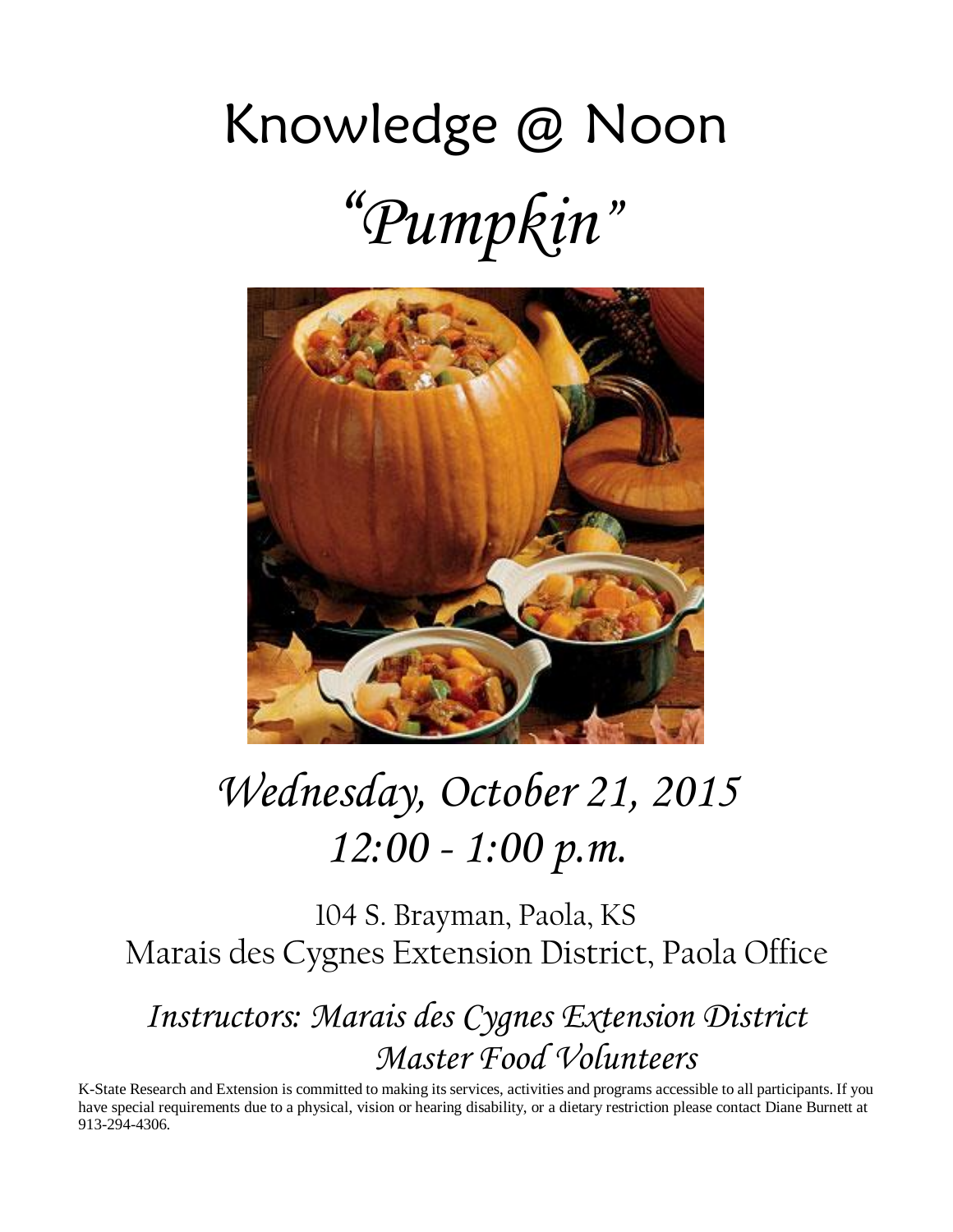# Knowledge @ Noon

## *"Pumpkin"*

*Wednesday, October 21, 2015*
*12:00 - 1:00 p.m.*

104 S. Brayman, Paola, KS
Marais des Cygnes Extension District, Paola Office

*Instructors: Marais des Cygnes Extension District Master Food Volunteers*

K-State Research and Extension is committed to making its services, activities and programs accessible to all participants. If you have special requirements due to a physical, vision or hearing disability, or a dietary restriction please contact Diane Burnett at 913-294-4306.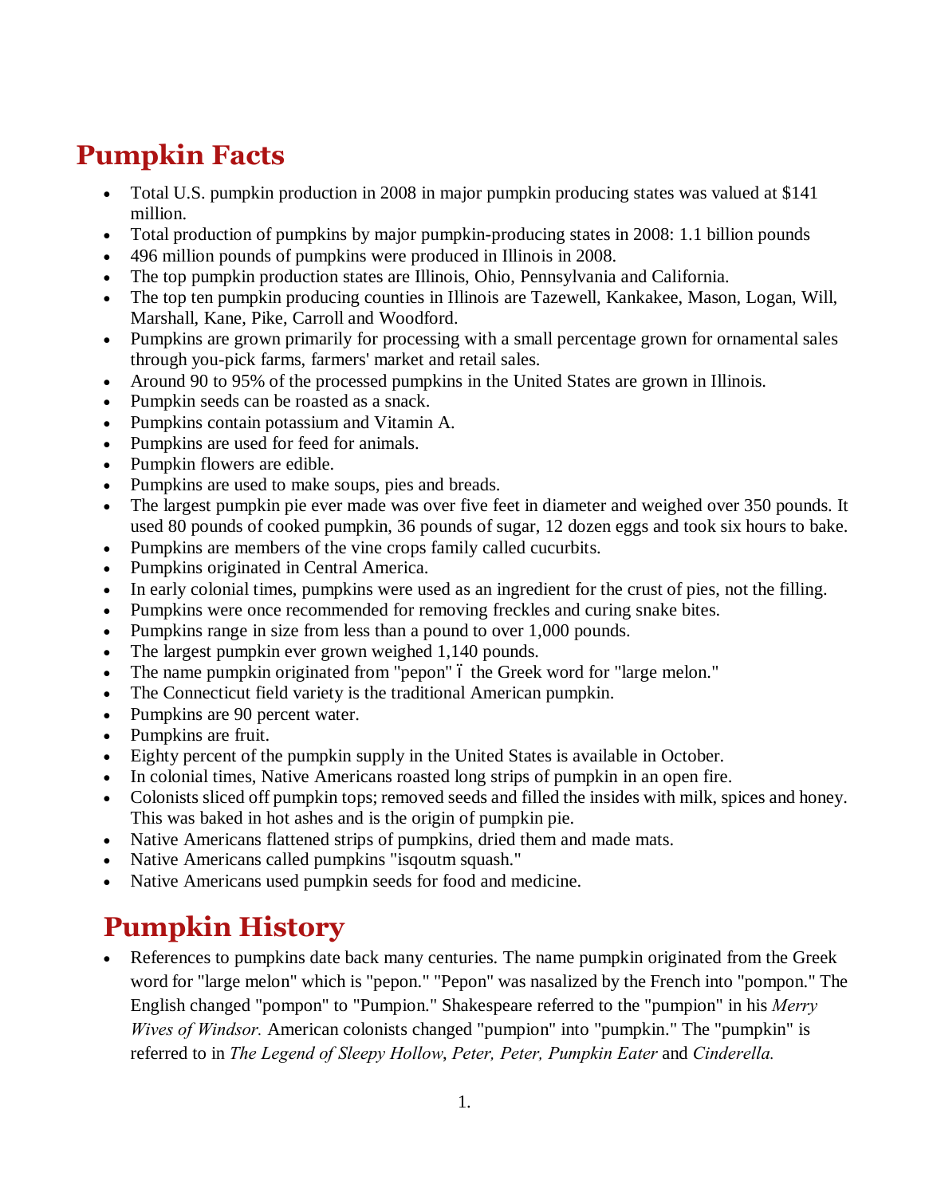## Pumpkin Facts

- Total U.S. pumpkin production in 2008 in major pumpkin producing states was valued at $141 million.
- Total production of pumpkins by major pumpkin-producing states in 2008: 1.1 billion pounds
- 496 million pounds of pumpkins were produced in Illinois in 2008.
- The top pumpkin production states are Illinois, Ohio, Pennsylvania and California.
- The top ten pumpkin producing counties in Illinois are Tazewell, Kankakee, Mason, Logan, Will, Marshall, Kane, Pike, Carroll and Woodford.
- Pumpkins are grown primarily for processing with a small percentage grown for ornamental sales through you-pick farms, farmers' market and retail sales.
- Around 90 to 95% of the processed pumpkins in the United States are grown in Illinois.
- Pumpkin seeds can be roasted as a snack.
- Pumpkins contain potassium and Vitamin A.
- Pumpkins are used for feed for animals.
- Pumpkin flowers are edible.
- Pumpkins are used to make soups, pies and breads.
- The largest pumpkin pie ever made was over five feet in diameter and weighed over 350 pounds. It used 80 pounds of cooked pumpkin, 36 pounds of sugar, 12 dozen eggs and took six hours to bake.
- Pumpkins are members of the vine crops family called cucurbits.
- Pumpkins originated in Central America.
- In early colonial times, pumpkins were used as an ingredient for the crust of pies, not the filling.
- Pumpkins were once recommended for removing freckles and curing snake bites.
- Pumpkins range in size from less than a pound to over 1,000 pounds.
- The largest pumpkin ever grown weighed 1,140 pounds.
- The name pumpkin originated from "pepon" ó the Greek word for "large melon."
- The Connecticut field variety is the traditional American pumpkin.
- Pumpkins are 90 percent water.
- Pumpkins are fruit.
- Eighty percent of the pumpkin supply in the United States is available in October.
- In colonial times, Native Americans roasted long strips of pumpkin in an open fire.
- Colonists sliced off pumpkin tops; removed seeds and filled the insides with milk, spices and honey. This was baked in hot ashes and is the origin of pumpkin pie.
- Native Americans flattened strips of pumpkins, dried them and made mats.
- Native Americans called pumpkins "isqoutm squash."
- Native Americans used pumpkin seeds for food and medicine.

## Pumpkin History

- References to pumpkins date back many centuries. The name pumpkin originated from the Greek word for "large melon" which is "pepon." "Pepon" was nasalized by the French into "pompon." The English changed "pompon" to "Pumpion." Shakespeare referred to the "pumpion" in his *Merry Wives of Windsor.* American colonists changed "pumpion" into "pumpkin." The "pumpkin" is referred to in *The Legend of Sleepy Hollow*, *Peter, Peter, Pumpkin Eater* and *Cinderella.*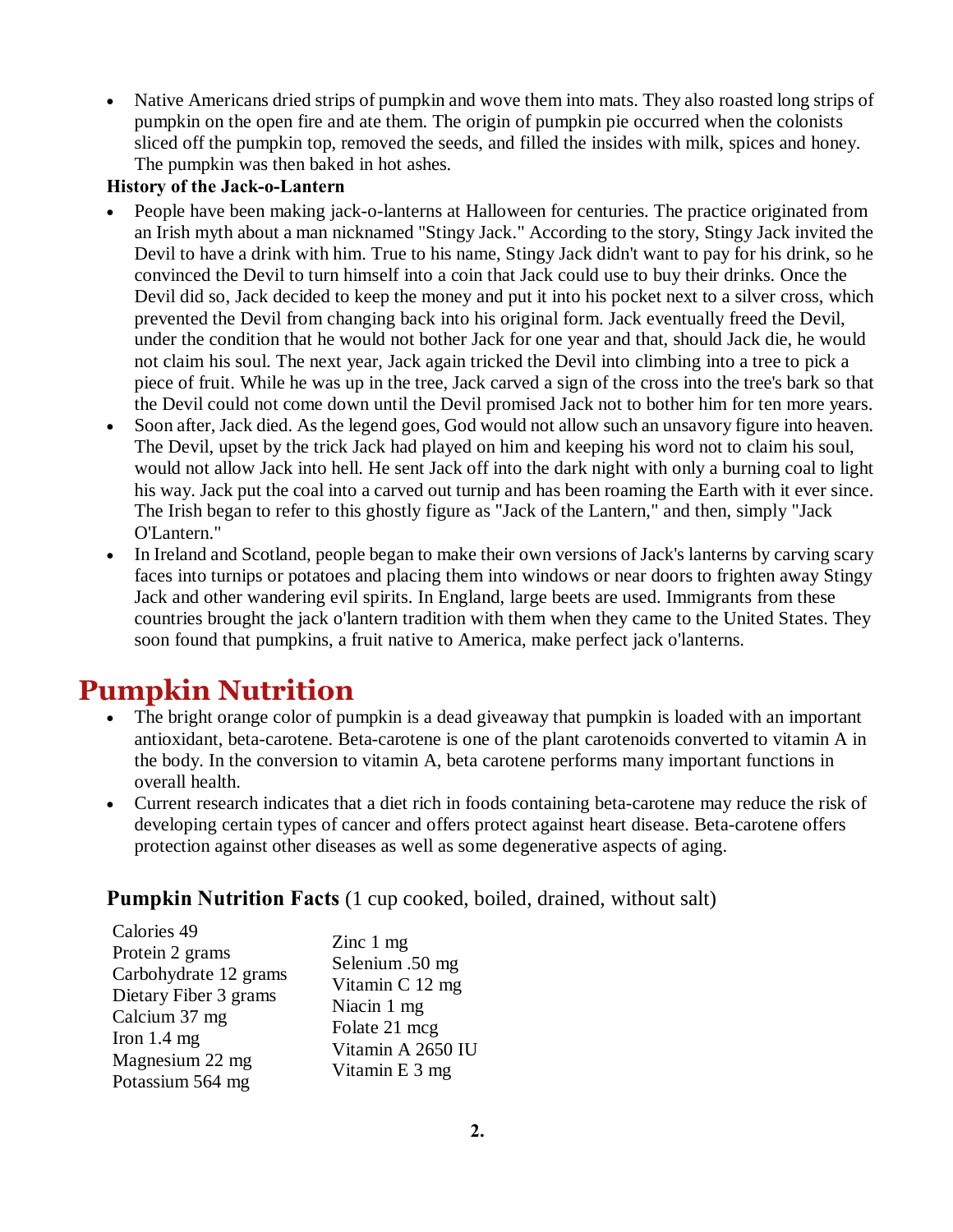- Native Americans dried strips of pumpkin and wove them into mats. They also roasted long strips of pumpkin on the open fire and ate them. The origin of pumpkin pie occurred when the colonists sliced off the pumpkin top, removed the seeds, and filled the insides with milk, spices and honey. The pumpkin was then baked in hot ashes.

**History of the Jack-o-Lantern**

- People have been making jack-o-lanterns at Halloween for centuries. The practice originated from an Irish myth about a man nicknamed "Stingy Jack." According to the story, Stingy Jack invited the Devil to have a drink with him. True to his name, Stingy Jack didn't want to pay for his drink, so he convinced the Devil to turn himself into a coin that Jack could use to buy their drinks. Once the Devil did so, Jack decided to keep the money and put it into his pocket next to a silver cross, which prevented the Devil from changing back into his original form. Jack eventually freed the Devil, under the condition that he would not bother Jack for one year and that, should Jack die, he would not claim his soul. The next year, Jack again tricked the Devil into climbing into a tree to pick a piece of fruit. While he was up in the tree, Jack carved a sign of the cross into the tree's bark so that the Devil could not come down until the Devil promised Jack not to bother him for ten more years.
- Soon after, Jack died. As the legend goes, God would not allow such an unsavory figure into heaven. The Devil, upset by the trick Jack had played on him and keeping his word not to claim his soul, would not allow Jack into hell. He sent Jack off into the dark night with only a burning coal to light his way. Jack put the coal into a carved out turnip and has been roaming the Earth with it ever since. The Irish began to refer to this ghostly figure as "Jack of the Lantern," and then, simply "Jack O'Lantern."
- In Ireland and Scotland, people began to make their own versions of Jack's lanterns by carving scary faces into turnips or potatoes and placing them into windows or near doors to frighten away Stingy Jack and other wandering evil spirits. In England, large beets are used. Immigrants from these countries brought the jack o'lantern tradition with them when they came to the United States. They soon found that pumpkins, a fruit native to America, make perfect jack o'lanterns.

# Pumpkin Nutrition

- The bright orange color of pumpkin is a dead giveaway that pumpkin is loaded with an important antioxidant, beta-carotene. Beta-carotene is one of the plant carotenoids converted to vitamin A in the body. In the conversion to vitamin A, beta carotene performs many important functions in overall health.
- Current research indicates that a diet rich in foods containing beta-carotene may reduce the risk of developing certain types of cancer and offers protect against heart disease. Beta-carotene offers protection against other diseases as well as some degenerative aspects of aging.

**Pumpkin Nutrition Facts** (1 cup cooked, boiled, drained, without salt)

Calories 49
Protein 2 grams
Carbohydrate 12 grams
Dietary Fiber 3 grams
Calcium 37 mg
Iron 1.4 mg
Magnesium 22 mg
Potassium 564 mg

Zinc 1 mg
Selenium .50 mg
Vitamin C 12 mg
Niacin 1 mg
Folate 21 mcg
Vitamin A 2650 IU
Vitamin E 3 mg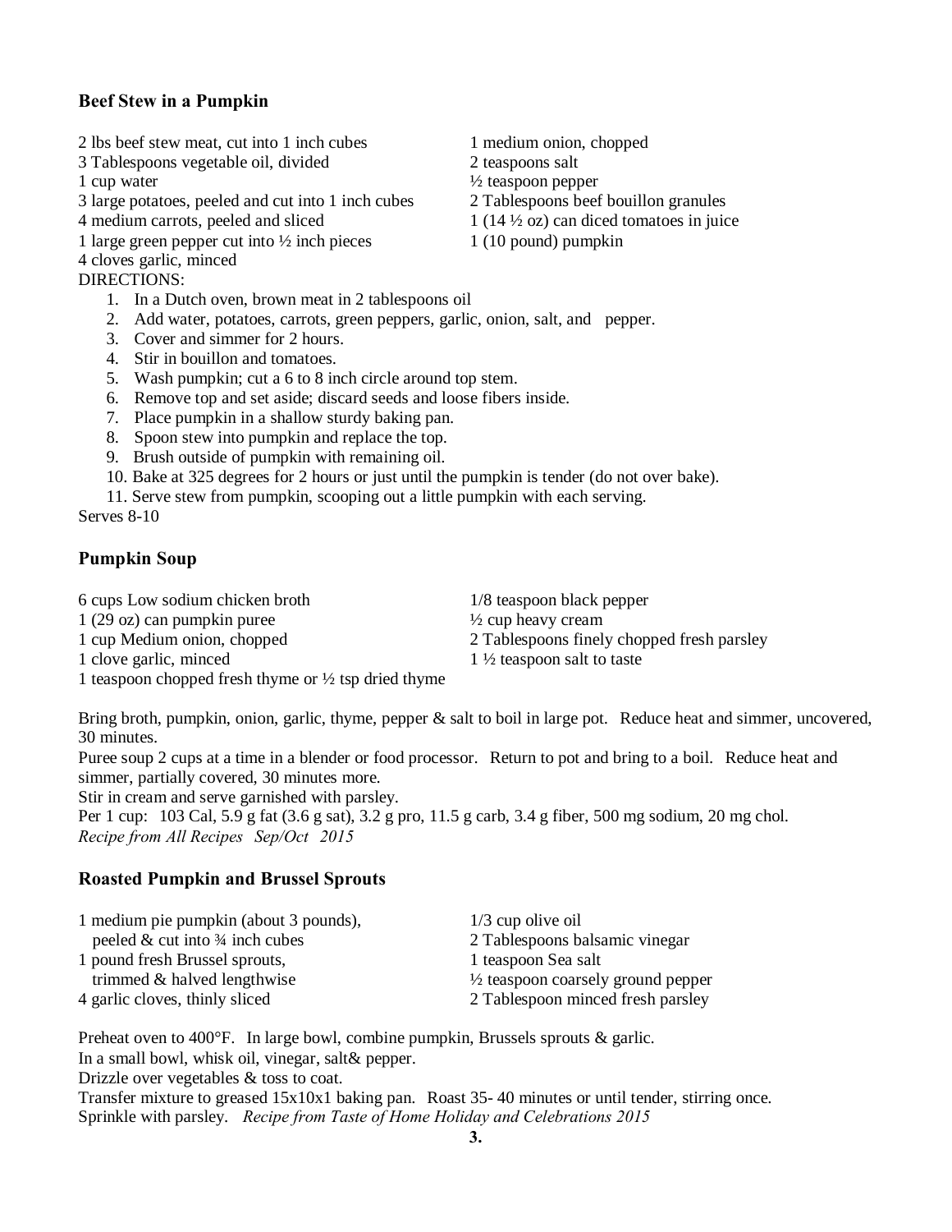### Beef Stew in a Pumpkin

2 lbs beef stew meat, cut into 1 inch cubes
3 Tablespoons vegetable oil, divided
1 cup water
3 large potatoes, peeled and cut into 1 inch cubes
4 medium carrots, peeled and sliced
1 large green pepper cut into ½ inch pieces
4 cloves garlic, minced
1 medium onion, chopped
2 teaspoons salt
½ teaspoon pepper
2 Tablespoons beef bouillon granules
1 (14 ½ oz) can diced tomatoes in juice
1 (10 pound) pumpkin

DIRECTIONS:

1. In a Dutch oven, brown meat in 2 tablespoons oil
2. Add water, potatoes, carrots, green peppers, garlic, onion, salt, and pepper.
3. Cover and simmer for 2 hours.
4. Stir in bouillon and tomatoes.
5. Wash pumpkin; cut a 6 to 8 inch circle around top stem.
6. Remove top and set aside; discard seeds and loose fibers inside.
7. Place pumpkin in a shallow sturdy baking pan.
8. Spoon stew into pumpkin and replace the top.
9. Brush outside of pumpkin with remaining oil.
10. Bake at 325 degrees for 2 hours or just until the pumpkin is tender (do not over bake).
11. Serve stew from pumpkin, scooping out a little pumpkin with each serving.

Serves 8-10

### Pumpkin Soup

6 cups Low sodium chicken broth
1 (29 oz) can pumpkin puree
1 cup Medium onion, chopped
1 clove garlic, minced
1 teaspoon chopped fresh thyme or ½ tsp dried thyme
1/8 teaspoon black pepper
½ cup heavy cream
2 Tablespoons finely chopped fresh parsley
1 ½ teaspoon salt to taste

Bring broth, pumpkin, onion, garlic, thyme, pepper & salt to boil in large pot. Reduce heat and simmer, uncovered, 30 minutes.

Puree soup 2 cups at a time in a blender or food processor. Return to pot and bring to a boil. Reduce heat and simmer, partially covered, 30 minutes more.

Stir in cream and serve garnished with parsley.

Per 1 cup: 103 Cal, 5.9 g fat (3.6 g sat), 3.2 g pro, 11.5 g carb, 3.4 g fiber, 500 mg sodium, 20 mg chol.

*Recipe from All Recipes Sep/Oct 2015*

### Roasted Pumpkin and Brussel Sprouts

1 medium pie pumpkin (about 3 pounds), peeled & cut into ¾ inch cubes
1 pound fresh Brussel sprouts, trimmed & halved lengthwise
4 garlic cloves, thinly sliced
1/3 cup olive oil
2 Tablespoons balsamic vinegar
1 teaspoon Sea salt
½ teaspoon coarsely ground pepper
2 Tablespoon minced fresh parsley

Preheat oven to 400°F. In large bowl, combine pumpkin, Brussels sprouts & garlic.

In a small bowl, whisk oil, vinegar, salt& pepper.

Drizzle over vegetables & toss to coat.

Transfer mixture to greased 15x10x1 baking pan. Roast 35- 40 minutes or until tender, stirring once.

Sprinkle with parsley. *Recipe from Taste of Home Holiday and Celebrations 2015*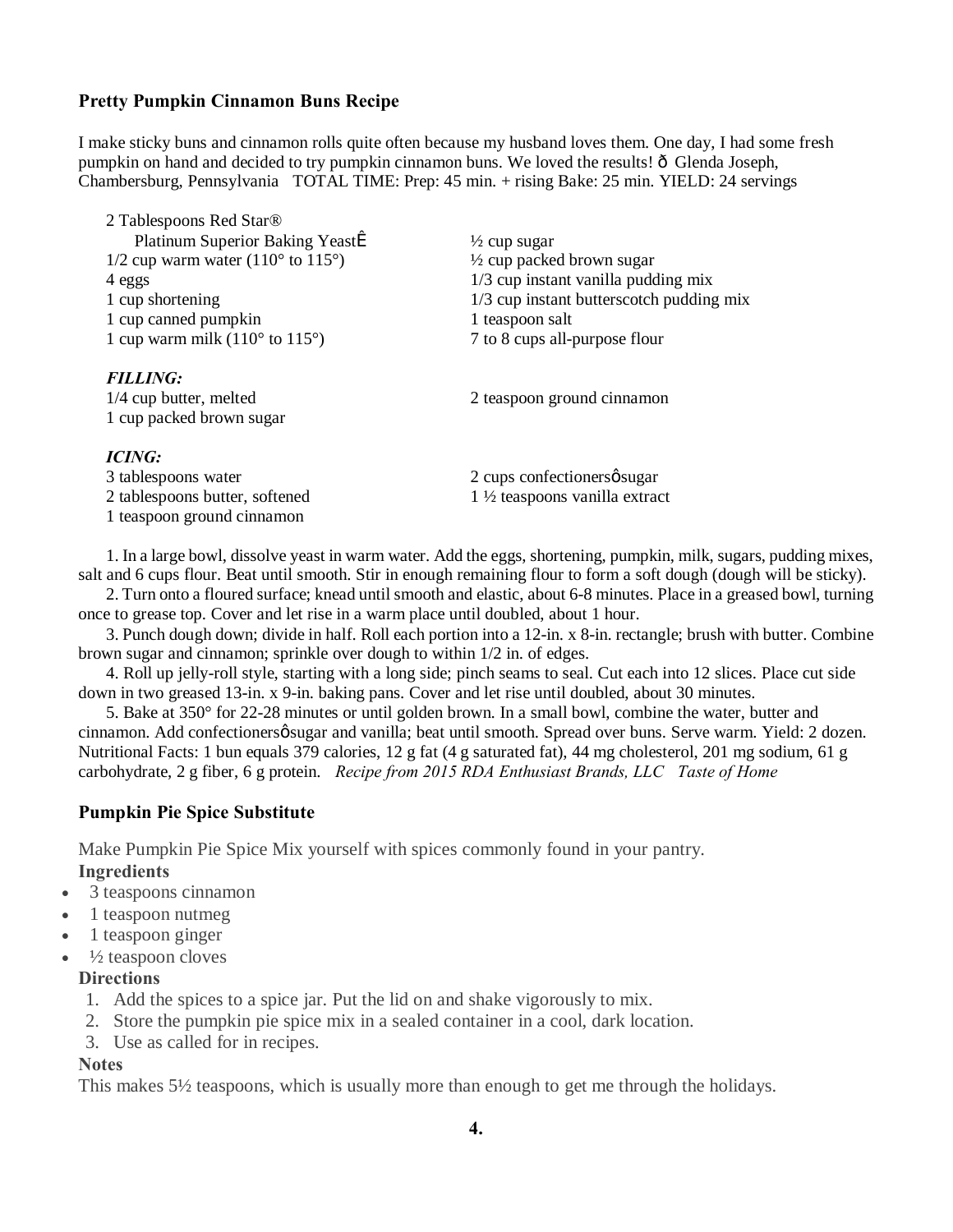### Pretty Pumpkin Cinnamon Buns Recipe

I make sticky buns and cinnamon rolls quite often because my husband loves them. One day, I had some fresh pumpkin on hand and decided to try pumpkin cinnamon buns. We loved the results! ð Glenda Joseph, Chambersburg, Pennsylvania TOTAL TIME: Prep: 45 min. + rising Bake: 25 min. YIELD: 24 servings

2 Tablespoons Red Star® Platinum Superior Baking YeastÊ
1/2 cup warm water (110° to 115°)
4 eggs
1 cup shortening
1 cup canned pumpkin
1 cup warm milk (110° to 115°)
½ cup sugar
½ cup packed brown sugar
1/3 cup instant vanilla pudding mix
1/3 cup instant butterscotch pudding mix
1 teaspoon salt
7 to 8 cups all-purpose flour

***FILLING:***

1/4 cup butter, melted
1 cup packed brown sugar
2 teaspoon ground cinnamon

***ICING:***

3 tablespoons water
2 tablespoons butter, softened
1 teaspoon ground cinnamon
2 cups confectionersø sugar
1 ½ teaspoons vanilla extract

1. In a large bowl, dissolve yeast in warm water. Add the eggs, shortening, pumpkin, milk, sugars, pudding mixes, salt and 6 cups flour. Beat until smooth. Stir in enough remaining flour to form a soft dough (dough will be sticky).
2. Turn onto a floured surface; knead until smooth and elastic, about 6-8 minutes. Place in a greased bowl, turning once to grease top. Cover and let rise in a warm place until doubled, about 1 hour.
3. Punch dough down; divide in half. Roll each portion into a 12-in. x 8-in. rectangle; brush with butter. Combine brown sugar and cinnamon; sprinkle over dough to within 1/2 in. of edges.
4. Roll up jelly-roll style, starting with a long side; pinch seams to seal. Cut each into 12 slices. Place cut side down in two greased 13-in. x 9-in. baking pans. Cover and let rise until doubled, about 30 minutes.
5. Bake at 350° for 22-28 minutes or until golden brown. In a small bowl, combine the water, butter and cinnamon. Add confectionersø sugar and vanilla; beat until smooth. Spread over buns. Serve warm. Yield: 2 dozen.

Nutritional Facts: 1 bun equals 379 calories, 12 g fat (4 g saturated fat), 44 mg cholesterol, 201 mg sodium, 61 g carbohydrate, 2 g fiber, 6 g protein. *Recipe from 2015 RDA Enthusiast Brands, LLC Taste of Home*

### Pumpkin Pie Spice Substitute

Make Pumpkin Pie Spice Mix yourself with spices commonly found in your pantry.

**Ingredients**

- 3 teaspoons cinnamon
- 1 teaspoon nutmeg
- 1 teaspoon ginger
- ½ teaspoon cloves

**Directions**

1. Add the spices to a spice jar. Put the lid on and shake vigorously to mix.
2. Store the pumpkin pie spice mix in a sealed container in a cool, dark location.
3. Use as called for in recipes.

**Notes**

This makes 5½ teaspoons, which is usually more than enough to get me through the holidays.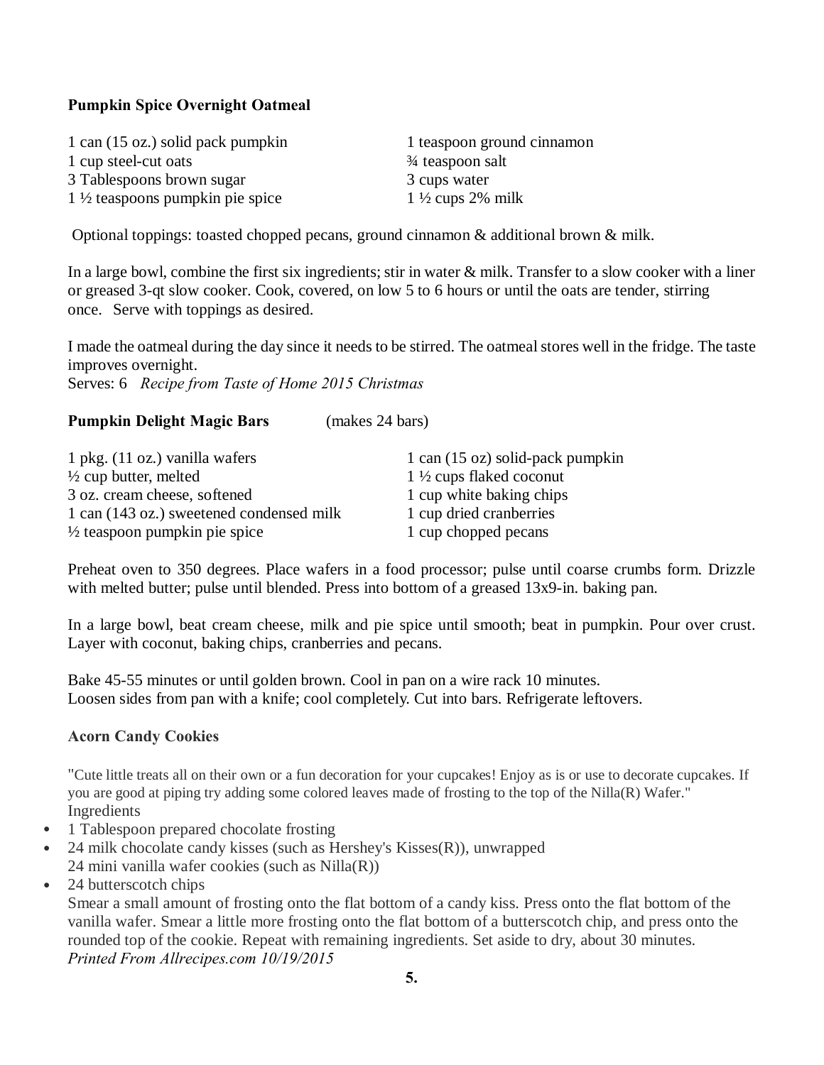**Pumpkin Spice Overnight Oatmeal**

1 can (15 oz.) solid pack pumpkin
1 cup steel-cut oats
3 Tablespoons brown sugar
1 ½ teaspoons pumpkin pie spice
1 teaspoon ground cinnamon
¾ teaspoon salt
3 cups water
1 ½ cups 2% milk

Optional toppings: toasted chopped pecans, ground cinnamon & additional brown & milk.

In a large bowl, combine the first six ingredients; stir in water & milk. Transfer to a slow cooker with a liner or greased 3-qt slow cooker. Cook, covered, on low 5 to 6 hours or until the oats are tender, stirring once. Serve with toppings as desired.

I made the oatmeal during the day since it needs to be stirred. The oatmeal stores well in the fridge. The taste improves overnight.
Serves: 6 *Recipe from Taste of Home 2015 Christmas*

**Pumpkin Delight Magic Bars** (makes 24 bars)

1 pkg. (11 oz.) vanilla wafers
½ cup butter, melted
3 oz. cream cheese, softened
1 can (143 oz.) sweetened condensed milk
½ teaspoon pumpkin pie spice
1 can (15 oz) solid-pack pumpkin
1 ½ cups flaked coconut
1 cup white baking chips
1 cup dried cranberries
1 cup chopped pecans

Preheat oven to 350 degrees. Place wafers in a food processor; pulse until coarse crumbs form. Drizzle with melted butter; pulse until blended. Press into bottom of a greased 13x9-in. baking pan.

In a large bowl, beat cream cheese, milk and pie spice until smooth; beat in pumpkin. Pour over crust. Layer with coconut, baking chips, cranberries and pecans.

Bake 45-55 minutes or until golden brown. Cool in pan on a wire rack 10 minutes.
Loosen sides from pan with a knife; cool completely. Cut into bars. Refrigerate leftovers.

**Acorn Candy Cookies**

"Cute little treats all on their own or a fun decoration for your cupcakes! Enjoy as is or use to decorate cupcakes. If you are good at piping try adding some colored leaves made of frosting to the top of the Nilla(R) Wafer."

Ingredients

- 1 Tablespoon prepared chocolate frosting
- 24 milk chocolate candy kisses (such as Hershey's Kisses(R)), unwrapped
  24 mini vanilla wafer cookies (such as Nilla(R))
- 24 butterscotch chips

Smear a small amount of frosting onto the flat bottom of a candy kiss. Press onto the flat bottom of the vanilla wafer. Smear a little more frosting onto the flat bottom of a butterscotch chip, and press onto the rounded top of the cookie. Repeat with remaining ingredients. Set aside to dry, about 30 minutes.
*Printed From Allrecipes.com 10/19/2015*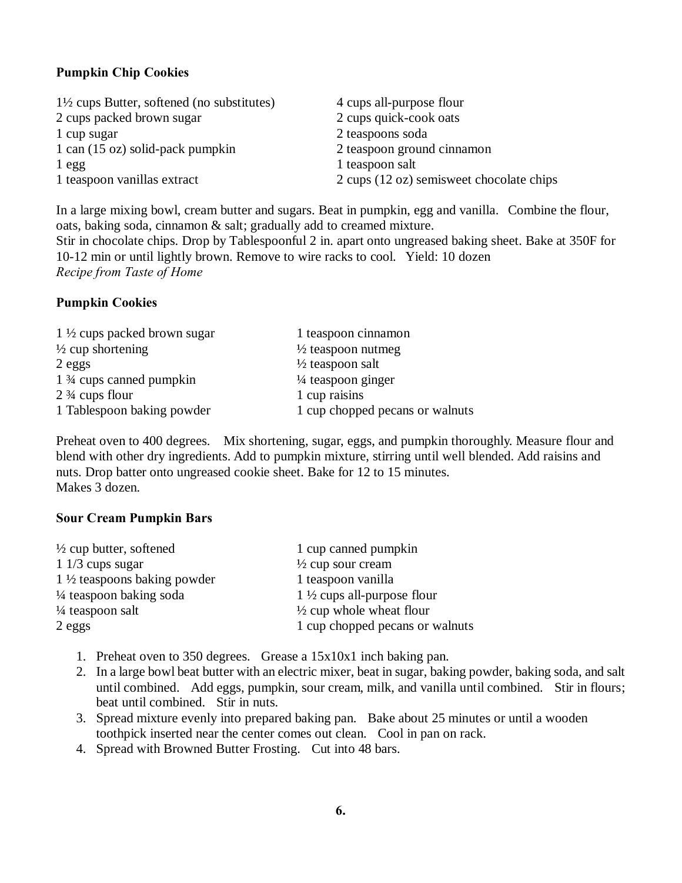**Pumpkin Chip Cookies**

1½ cups Butter, softened (no substitutes)
2 cups packed brown sugar
1 cup sugar
1 can (15 oz) solid-pack pumpkin
1 egg
1 teaspoon vanillas extract
4 cups all-purpose flour
2 cups quick-cook oats
2 teaspoons soda
2 teaspoon ground cinnamon
1 teaspoon salt
2 cups (12 oz) semisweet chocolate chips

In a large mixing bowl, cream butter and sugars. Beat in pumpkin, egg and vanilla. Combine the flour, oats, baking soda, cinnamon & salt; gradually add to creamed mixture.
Stir in chocolate chips. Drop by Tablespoonful 2 in. apart onto ungreased baking sheet. Bake at 350F for 10-12 min or until lightly brown. Remove to wire racks to cool. Yield: 10 dozen
*Recipe from Taste of Home*

**Pumpkin Cookies**

1 ½ cups packed brown sugar
½ cup shortening
2 eggs
1 ¾ cups canned pumpkin
2 ¾ cups flour
1 Tablespoon baking powder
1 teaspoon cinnamon
½ teaspoon nutmeg
½ teaspoon salt
¼ teaspoon ginger
1 cup raisins
1 cup chopped pecans or walnuts

Preheat oven to 400 degrees. Mix shortening, sugar, eggs, and pumpkin thoroughly. Measure flour and blend with other dry ingredients. Add to pumpkin mixture, stirring until well blended. Add raisins and nuts. Drop batter onto ungreased cookie sheet. Bake for 12 to 15 minutes.
Makes 3 dozen.

**Sour Cream Pumpkin Bars**

½ cup butter, softened
1 1/3 cups sugar
1 ½ teaspoons baking powder
¼ teaspoon baking soda
¼ teaspoon salt
2 eggs
1 cup canned pumpkin
½ cup sour cream
1 teaspoon vanilla
1 ½ cups all-purpose flour
½ cup whole wheat flour
1 cup chopped pecans or walnuts

1. Preheat oven to 350 degrees. Grease a 15x10x1 inch baking pan.
2. In a large bowl beat butter with an electric mixer, beat in sugar, baking powder, baking soda, and salt until combined. Add eggs, pumpkin, sour cream, milk, and vanilla until combined. Stir in flours; beat until combined. Stir in nuts.
3. Spread mixture evenly into prepared baking pan. Bake about 25 minutes or until a wooden toothpick inserted near the center comes out clean. Cool in pan on rack.
4. Spread with Browned Butter Frosting. Cut into 48 bars.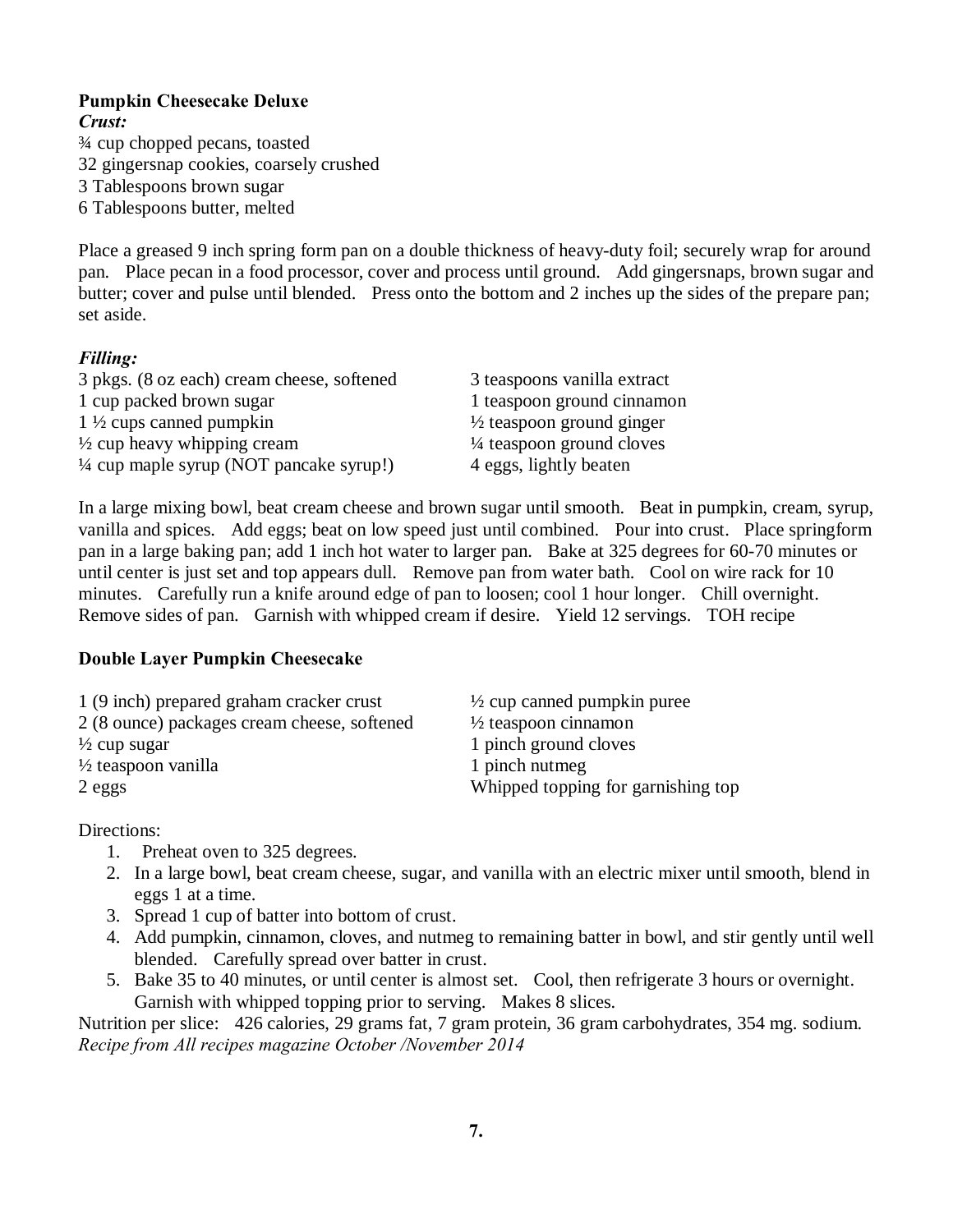**Pumpkin Cheesecake Deluxe**

***Crust:***

¾ cup chopped pecans, toasted
32 gingersnap cookies, coarsely crushed
3 Tablespoons brown sugar
6 Tablespoons butter, melted

Place a greased 9 inch spring form pan on a double thickness of heavy-duty foil; securely wrap for around pan. Place pecan in a food processor, cover and process until ground. Add gingersnaps, brown sugar and butter; cover and pulse until blended. Press onto the bottom and 2 inches up the sides of the prepare pan; set aside.

***Filling:***

3 pkgs. (8 oz each) cream cheese, softened
1 cup packed brown sugar
1 ½ cups canned pumpkin
½ cup heavy whipping cream
¼ cup maple syrup (NOT pancake syrup!)
3 teaspoons vanilla extract
1 teaspoon ground cinnamon
½ teaspoon ground ginger
¼ teaspoon ground cloves
4 eggs, lightly beaten

In a large mixing bowl, beat cream cheese and brown sugar until smooth. Beat in pumpkin, cream, syrup, vanilla and spices. Add eggs; beat on low speed just until combined. Pour into crust. Place springform pan in a large baking pan; add 1 inch hot water to larger pan. Bake at 325 degrees for 60-70 minutes or until center is just set and top appears dull. Remove pan from water bath. Cool on wire rack for 10 minutes. Carefully run a knife around edge of pan to loosen; cool 1 hour longer. Chill overnight. Remove sides of pan. Garnish with whipped cream if desire. Yield 12 servings. TOH recipe

**Double Layer Pumpkin Cheesecake**

1 (9 inch) prepared graham cracker crust
2 (8 ounce) packages cream cheese, softened
½ cup sugar
½ teaspoon vanilla
2 eggs
½ cup canned pumpkin puree
½ teaspoon cinnamon
1 pinch ground cloves
1 pinch nutmeg
Whipped topping for garnishing top

Directions:

1. Preheat oven to 325 degrees.
2. In a large bowl, beat cream cheese, sugar, and vanilla with an electric mixer until smooth, blend in eggs 1 at a time.
3. Spread 1 cup of batter into bottom of crust.
4. Add pumpkin, cinnamon, cloves, and nutmeg to remaining batter in bowl, and stir gently until well blended. Carefully spread over batter in crust.
5. Bake 35 to 40 minutes, or until center is almost set. Cool, then refrigerate 3 hours or overnight. Garnish with whipped topping prior to serving. Makes 8 slices.

Nutrition per slice: 426 calories, 29 grams fat, 7 gram protein, 36 gram carbohydrates, 354 mg. sodium.
*Recipe from All recipes magazine October /November 2014*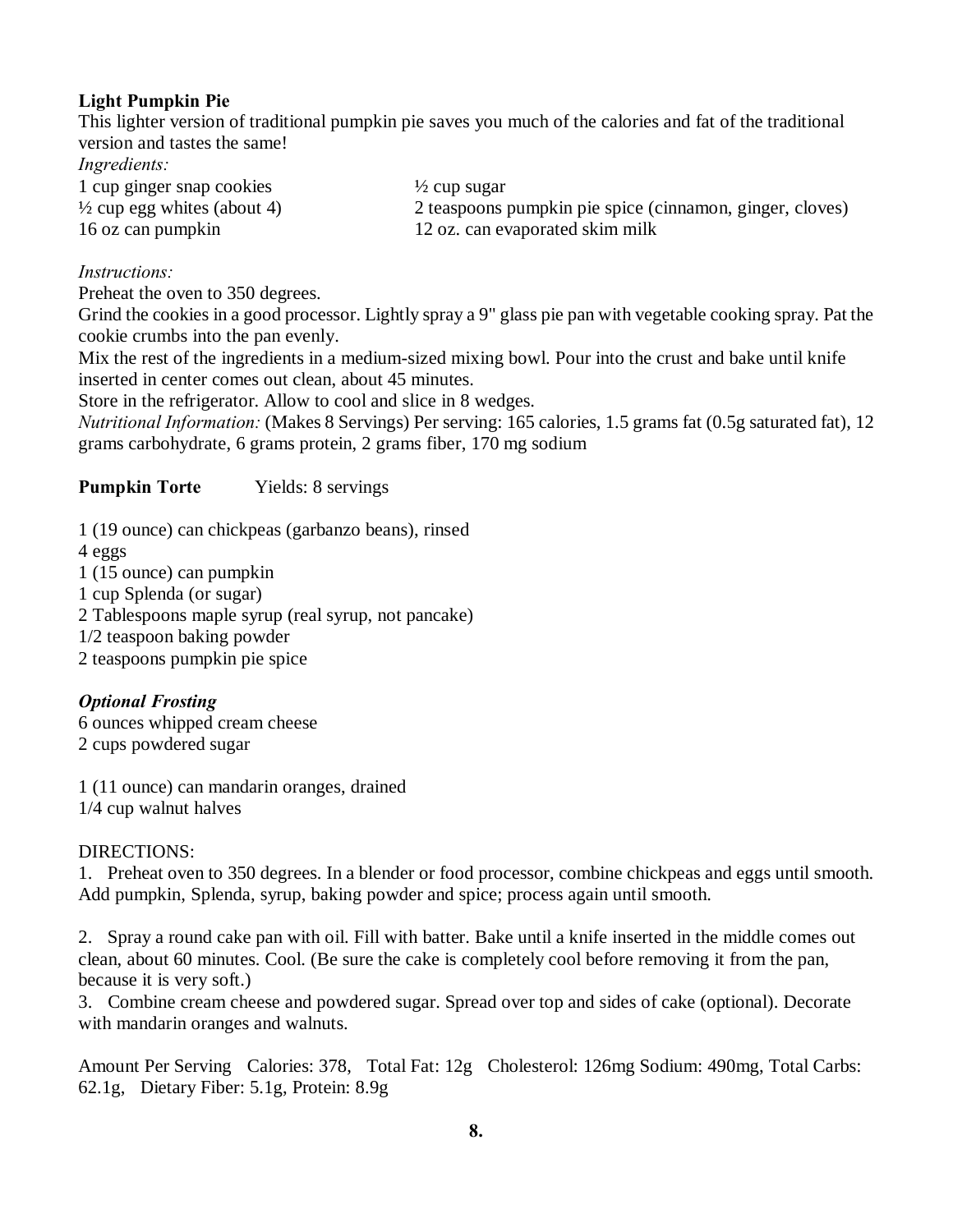**Light Pumpkin Pie**

This lighter version of traditional pumpkin pie saves you much of the calories and fat of the traditional version and tastes the same!

*Ingredients:*

1 cup ginger snap cookies
½ cup egg whites (about 4)
16 oz can pumpkin
½ cup sugar
2 teaspoons pumpkin pie spice (cinnamon, ginger, cloves)
12 oz. can evaporated skim milk

*Instructions:*

Preheat the oven to 350 degrees.

Grind the cookies in a good processor. Lightly spray a 9" glass pie pan with vegetable cooking spray. Pat the cookie crumbs into the pan evenly.

Mix the rest of the ingredients in a medium-sized mixing bowl. Pour into the crust and bake until knife inserted in center comes out clean, about 45 minutes.

Store in the refrigerator. Allow to cool and slice in 8 wedges.

*Nutritional Information:* (Makes 8 Servings) Per serving: 165 calories, 1.5 grams fat (0.5g saturated fat), 12 grams carbohydrate, 6 grams protein, 2 grams fiber, 170 mg sodium

**Pumpkin Torte** Yields: 8 servings

1 (19 ounce) can chickpeas (garbanzo beans), rinsed
4 eggs
1 (15 ounce) can pumpkin
1 cup Splenda (or sugar)
2 Tablespoons maple syrup (real syrup, not pancake)
1/2 teaspoon baking powder
2 teaspoons pumpkin pie spice

***Optional Frosting***

6 ounces whipped cream cheese
2 cups powdered sugar

1 (11 ounce) can mandarin oranges, drained
1/4 cup walnut halves

DIRECTIONS:

1. Preheat oven to 350 degrees. In a blender or food processor, combine chickpeas and eggs until smooth. Add pumpkin, Splenda, syrup, baking powder and spice; process again until smooth.

2. Spray a round cake pan with oil. Fill with batter. Bake until a knife inserted in the middle comes out clean, about 60 minutes. Cool. (Be sure the cake is completely cool before removing it from the pan, because it is very soft.)

3. Combine cream cheese and powdered sugar. Spread over top and sides of cake (optional). Decorate with mandarin oranges and walnuts.

Amount Per Serving Calories: 378, Total Fat: 12g Cholesterol: 126mg Sodium: 490mg, Total Carbs: 62.1g, Dietary Fiber: 5.1g, Protein: 8.9g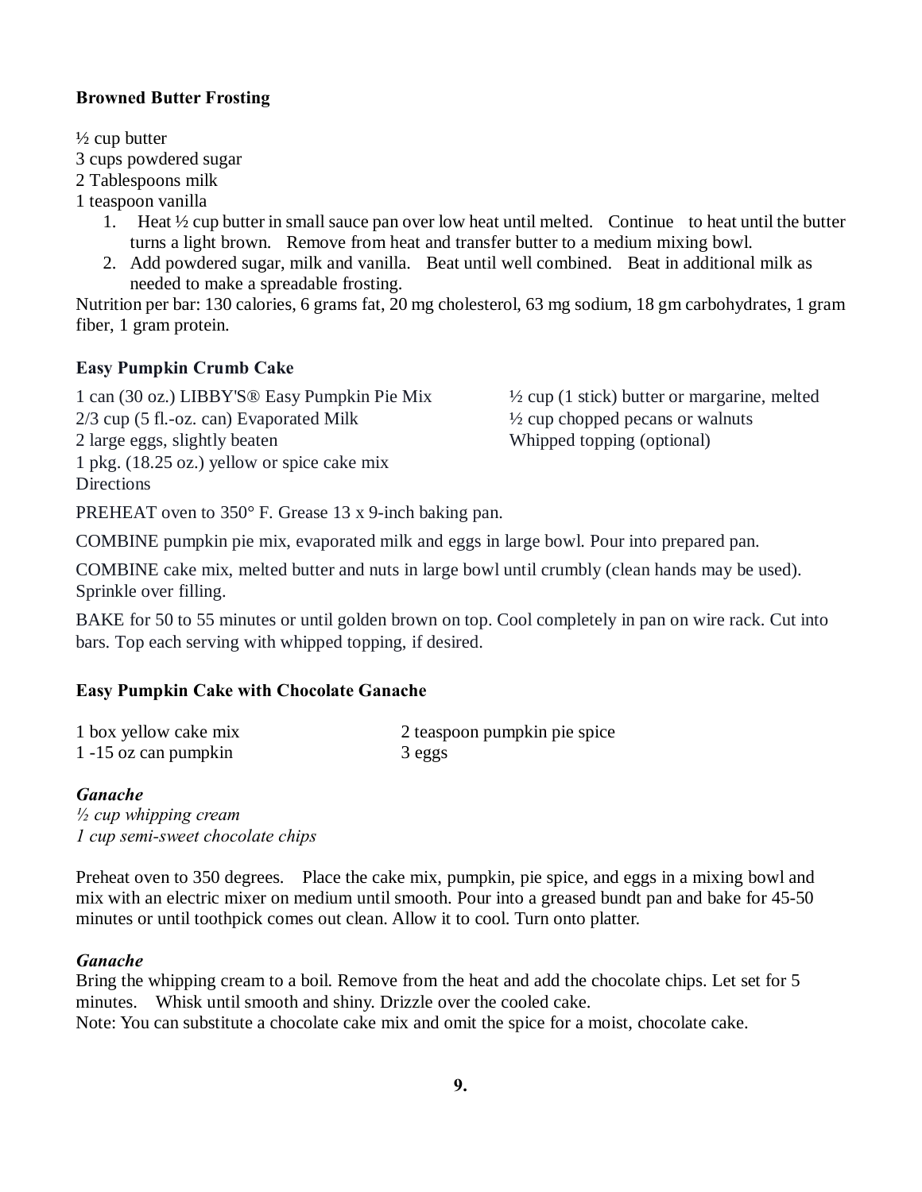**Browned Butter Frosting**

½ cup butter
3 cups powdered sugar
2 Tablespoons milk
1 teaspoon vanilla

1. Heat ½ cup butter in small sauce pan over low heat until melted. Continue to heat until the butter turns a light brown. Remove from heat and transfer butter to a medium mixing bowl.
2. Add powdered sugar, milk and vanilla. Beat until well combined. Beat in additional milk as needed to make a spreadable frosting.

Nutrition per bar: 130 calories, 6 grams fat, 20 mg cholesterol, 63 mg sodium, 18 gm carbohydrates, 1 gram fiber, 1 gram protein.

**Easy Pumpkin Crumb Cake**

1 can (30 oz.) LIBBY'S® Easy Pumpkin Pie Mix
2/3 cup (5 fl.-oz. can) Evaporated Milk
2 large eggs, slightly beaten
1 pkg. (18.25 oz.) yellow or spice cake mix
½ cup (1 stick) butter or margarine, melted
½ cup chopped pecans or walnuts
Whipped topping (optional)

Directions

PREHEAT oven to 350° F. Grease 13 x 9-inch baking pan.

COMBINE pumpkin pie mix, evaporated milk and eggs in large bowl. Pour into prepared pan.

COMBINE cake mix, melted butter and nuts in large bowl until crumbly (clean hands may be used). Sprinkle over filling.

BAKE for 50 to 55 minutes or until golden brown on top. Cool completely in pan on wire rack. Cut into bars. Top each serving with whipped topping, if desired.

**Easy Pumpkin Cake with Chocolate Ganache**

1 box yellow cake mix
1 -15 oz can pumpkin
2 teaspoon pumpkin pie spice
3 eggs

***Ganache***

*½ cup whipping cream*
*1 cup semi-sweet chocolate chips*

Preheat oven to 350 degrees. Place the cake mix, pumpkin, pie spice, and eggs in a mixing bowl and mix with an electric mixer on medium until smooth. Pour into a greased bundt pan and bake for 45-50 minutes or until toothpick comes out clean. Allow it to cool. Turn onto platter.

***Ganache***

Bring the whipping cream to a boil. Remove from the heat and add the chocolate chips. Let set for 5 minutes. Whisk until smooth and shiny. Drizzle over the cooled cake.
Note: You can substitute a chocolate cake mix and omit the spice for a moist, chocolate cake.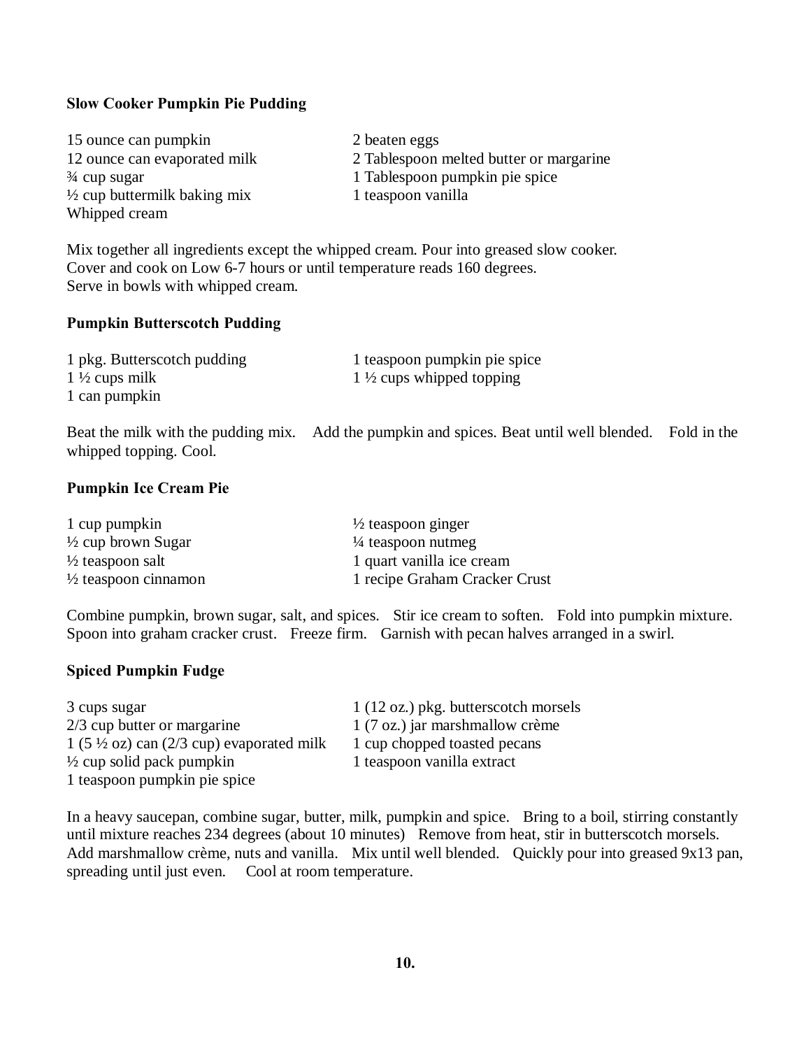**Slow Cooker Pumpkin Pie Pudding**

15 ounce can pumpkin
12 ounce can evaporated milk
¾ cup sugar
½ cup buttermilk baking mix
Whipped cream
2 beaten eggs
2 Tablespoon melted butter or margarine
1 Tablespoon pumpkin pie spice
1 teaspoon vanilla

Mix together all ingredients except the whipped cream. Pour into greased slow cooker.
Cover and cook on Low 6-7 hours or until temperature reads 160 degrees.
Serve in bowls with whipped cream.

**Pumpkin Butterscotch Pudding**

1 pkg. Butterscotch pudding
1 ½ cups milk
1 can pumpkin
1 teaspoon pumpkin pie spice
1 ½ cups whipped topping

Beat the milk with the pudding mix. Add the pumpkin and spices. Beat until well blended. Fold in the whipped topping. Cool.

**Pumpkin Ice Cream Pie**

1 cup pumpkin
½ cup brown Sugar
½ teaspoon salt
½ teaspoon cinnamon
½ teaspoon ginger
¼ teaspoon nutmeg
1 quart vanilla ice cream
1 recipe Graham Cracker Crust

Combine pumpkin, brown sugar, salt, and spices. Stir ice cream to soften. Fold into pumpkin mixture. Spoon into graham cracker crust. Freeze firm. Garnish with pecan halves arranged in a swirl.

**Spiced Pumpkin Fudge**

3 cups sugar
2/3 cup butter or margarine
1 (5 ½ oz) can (2/3 cup) evaporated milk
½ cup solid pack pumpkin
1 teaspoon pumpkin pie spice
1 (12 oz.) pkg. butterscotch morsels
1 (7 oz.) jar marshmallow crème
1 cup chopped toasted pecans
1 teaspoon vanilla extract

In a heavy saucepan, combine sugar, butter, milk, pumpkin and spice. Bring to a boil, stirring constantly until mixture reaches 234 degrees (about 10 minutes) Remove from heat, stir in butterscotch morsels. Add marshmallow crème, nuts and vanilla. Mix until well blended. Quickly pour into greased 9x13 pan, spreading until just even. Cool at room temperature.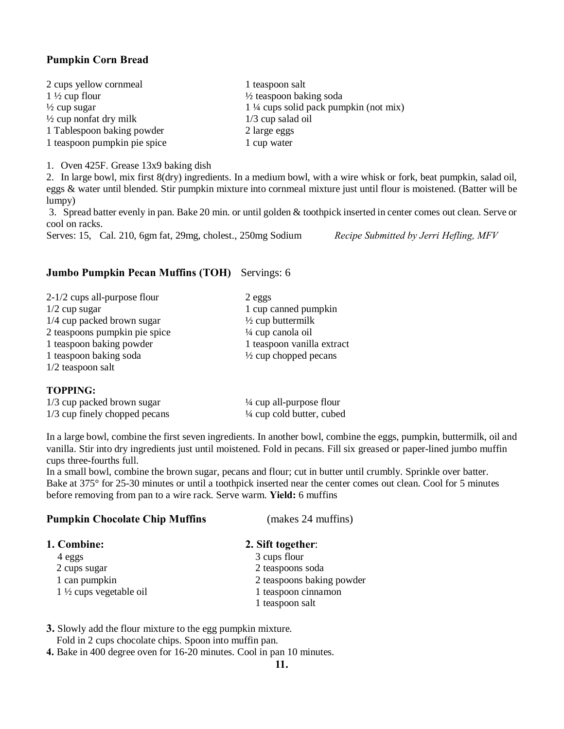### Pumpkin Corn Bread

2 cups yellow cornmeal
1 ½ cup flour
½ cup sugar
½ cup nonfat dry milk
1 Tablespoon baking powder
1 teaspoon pumpkin pie spice
1 teaspoon salt
½ teaspoon baking soda
1 ¼ cups solid pack pumpkin (not mix)
1/3 cup salad oil
2 large eggs
1 cup water

1. Oven 425F. Grease 13x9 baking dish
2. In large bowl, mix first 8(dry) ingredients. In a medium bowl, with a wire whisk or fork, beat pumpkin, salad oil, eggs & water until blended. Stir pumpkin mixture into cornmeal mixture just until flour is moistened. (Batter will be lumpy)
3. Spread batter evenly in pan. Bake 20 min. or until golden & toothpick inserted in center comes out clean. Serve or cool on racks.

Serves: 15, Cal. 210, 6gm fat, 29mg, cholest., 250mg Sodium *Recipe Submitted by Jerri Hefling, MFV*

### Jumbo Pumpkin Pecan Muffins (TOH) Servings: 6

2-1/2 cups all-purpose flour
1/2 cup sugar
1/4 cup packed brown sugar
2 teaspoons pumpkin pie spice
1 teaspoon baking powder
1 teaspoon baking soda
1/2 teaspoon salt
2 eggs
1 cup canned pumpkin
½ cup buttermilk
¼ cup canola oil
1 teaspoon vanilla extract
½ cup chopped pecans

**TOPPING:**

1/3 cup packed brown sugar
1/3 cup finely chopped pecans
¼ cup all-purpose flour
¼ cup cold butter, cubed

In a large bowl, combine the first seven ingredients. In another bowl, combine the eggs, pumpkin, buttermilk, oil and vanilla. Stir into dry ingredients just until moistened. Fold in pecans. Fill six greased or paper-lined jumbo muffin cups three-fourths full.

In a small bowl, combine the brown sugar, pecans and flour; cut in butter until crumbly. Sprinkle over batter. Bake at 375° for 25-30 minutes or until a toothpick inserted near the center comes out clean. Cool for 5 minutes before removing from pan to a wire rack. Serve warm. **Yield:** 6 muffins

### Pumpkin Chocolate Chip Muffins (makes 24 muffins)

**1. Combine:**
4 eggs
2 cups sugar
1 can pumpkin
1 ½ cups vegetable oil

**2. Sift together**:
3 cups flour
2 teaspoons soda
2 teaspoons baking powder
1 teaspoon cinnamon
1 teaspoon salt

**3.** Slowly add the flour mixture to the egg pumpkin mixture.
Fold in 2 cups chocolate chips. Spoon into muffin pan.

**4.** Bake in 400 degree oven for 16-20 minutes. Cool in pan 10 minutes.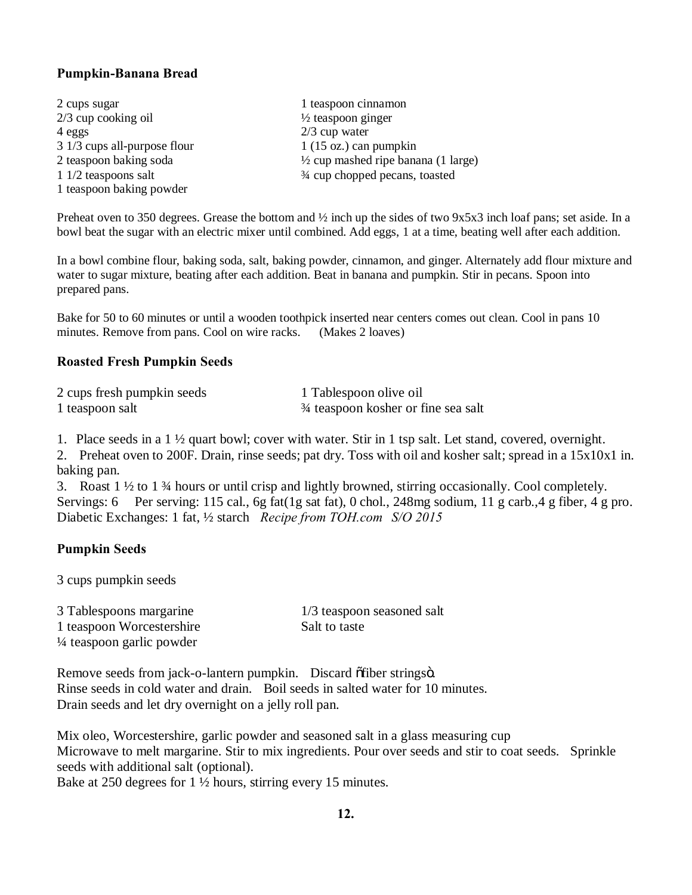**Pumpkin-Banana Bread**

2 cups sugar
2/3 cup cooking oil
4 eggs
3 1/3 cups all-purpose flour
2 teaspoon baking soda
1 1/2 teaspoons salt
1 teaspoon baking powder
1 teaspoon cinnamon
½ teaspoon ginger
2/3 cup water
1 (15 oz.) can pumpkin
½ cup mashed ripe banana (1 large)
¾ cup chopped pecans, toasted

Preheat oven to 350 degrees. Grease the bottom and ½ inch up the sides of two 9x5x3 inch loaf pans; set aside. In a bowl beat the sugar with an electric mixer until combined. Add eggs, 1 at a time, beating well after each addition.

In a bowl combine flour, baking soda, salt, baking powder, cinnamon, and ginger. Alternately add flour mixture and water to sugar mixture, beating after each addition. Beat in banana and pumpkin. Stir in pecans. Spoon into prepared pans.

Bake for 50 to 60 minutes or until a wooden toothpick inserted near centers comes out clean. Cool in pans 10 minutes. Remove from pans. Cool on wire racks. (Makes 2 loaves)

**Roasted Fresh Pumpkin Seeds**

2 cups fresh pumpkin seeds
1 teaspoon salt
1 Tablespoon olive oil
¾ teaspoon kosher or fine sea salt

1. Place seeds in a 1 ½ quart bowl; cover with water. Stir in 1 tsp salt. Let stand, covered, overnight.
2. Preheat oven to 200F. Drain, rinse seeds; pat dry. Toss with oil and kosher salt; spread in a 15x10x1 in. baking pan.
3. Roast 1 ½ to 1 ¾ hours or until crisp and lightly browned, stirring occasionally. Cool completely.

Servings: 6 Per serving: 115 cal., 6g fat(1g sat fat), 0 chol., 248mg sodium, 11 g carb.,4 g fiber, 4 g pro.
Diabetic Exchanges: 1 fat, ½ starch *Recipe from TOH.com S/O 2015*

**Pumpkin Seeds**

3 cups pumpkin seeds

3 Tablespoons margarine
1 teaspoon Worcestershire
¼ teaspoon garlic powder
1/3 teaspoon seasoned salt
Salt to taste

Remove seeds from jack-o-lantern pumpkin. Discard õfiber stringsò.
Rinse seeds in cold water and drain. Boil seeds in salted water for 10 minutes.
Drain seeds and let dry overnight on a jelly roll pan.

Mix oleo, Worcestershire, garlic powder and seasoned salt in a glass measuring cup
Microwave to melt margarine. Stir to mix ingredients. Pour over seeds and stir to coat seeds. Sprinkle seeds with additional salt (optional).
Bake at 250 degrees for 1 ½ hours, stirring every 15 minutes.